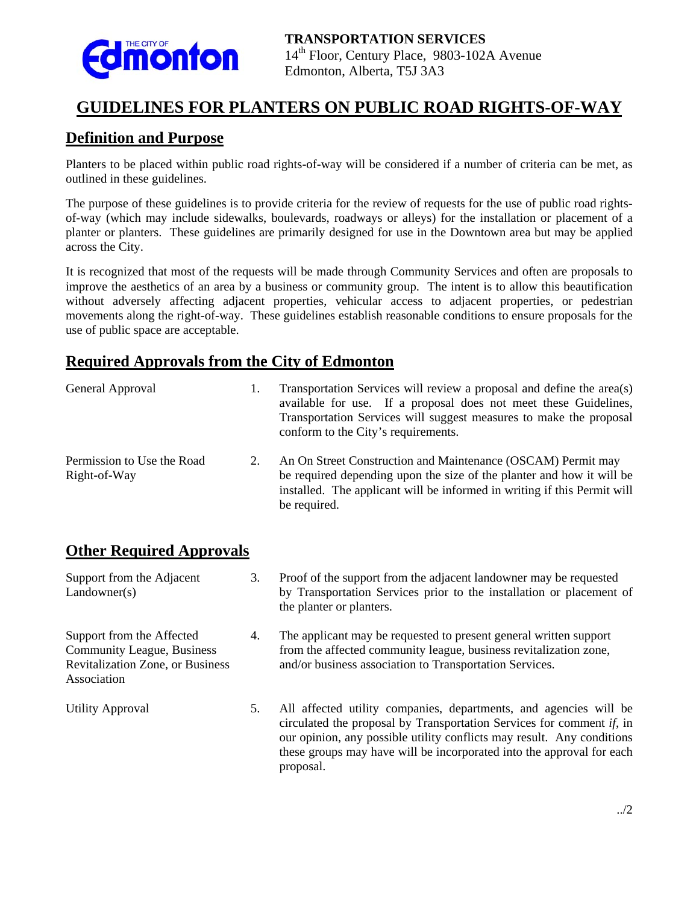**TRANSPORTATION SERVICES**
14th Floor, Century Place, 9803-102A Avenue
Edmonton, Alberta, T5J 3A3

# GUIDELINES FOR PLANTERS ON PUBLIC ROAD RIGHTS-OF-WAY

## Definition and Purpose

Planters to be placed within public road rights-of-way will be considered if a number of criteria can be met, as outlined in these guidelines.

The purpose of these guidelines is to provide criteria for the review of requests for the use of public road rights-of-way (which may include sidewalks, boulevards, roadways or alleys) for the installation or placement of a planter or planters. These guidelines are primarily designed for use in the Downtown area but may be applied across the City.

It is recognized that most of the requests will be made through Community Services and often are proposals to improve the aesthetics of an area by a business or community group. The intent is to allow this beautification without adversely affecting adjacent properties, vehicular access to adjacent properties, or pedestrian movements along the right-of-way. These guidelines establish reasonable conditions to ensure proposals for the use of public space are acceptable.

## Required Approvals from the City of Edmonton

**General Approval**

1. Transportation Services will review a proposal and define the area(s) available for use. If a proposal does not meet these Guidelines, Transportation Services will suggest measures to make the proposal conform to the City's requirements.

**Permission to Use the Road Right-of-Way**

2. An On Street Construction and Maintenance (OSCAM) Permit may be required depending upon the size of the planter and how it will be installed. The applicant will be informed in writing if this Permit will be required.

## Other Required Approvals

**Support from the Adjacent Landowner(s)**

3. Proof of the support from the adjacent landowner may be requested by Transportation Services prior to the installation or placement of the planter or planters.

**Support from the Affected Community League, Business Revitalization Zone, or Business Association**

4. The applicant may be requested to present general written support from the affected community league, business revitalization zone, and/or business association to Transportation Services.

**Utility Approval**

5. All affected utility companies, departments, and agencies will be circulated the proposal by Transportation Services for comment *if*, in our opinion, any possible utility conflicts may result. Any conditions these groups may have will be incorporated into the approval for each proposal.

../2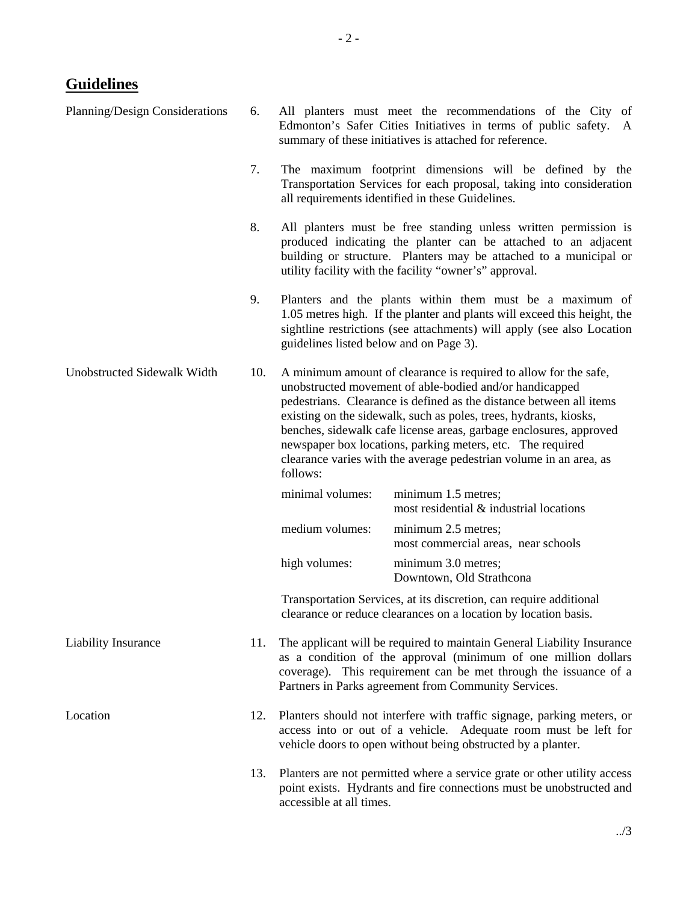## Guidelines

**Planning/Design Considerations**

6. All planters must meet the recommendations of the City of Edmonton's Safer Cities Initiatives in terms of public safety. A summary of these initiatives is attached for reference.

7. The maximum footprint dimensions will be defined by the Transportation Services for each proposal, taking into consideration all requirements identified in these Guidelines.

8. All planters must be free standing unless written permission is produced indicating the planter can be attached to an adjacent building or structure. Planters may be attached to a municipal or utility facility with the facility "owner's" approval.

9. Planters and the plants within them must be a maximum of 1.05 metres high. If the planter and plants will exceed this height, the sightline restrictions (see attachments) will apply (see also Location guidelines listed below and on Page 3).

**Unobstructed Sidewalk Width**

10. A minimum amount of clearance is required to allow for the safe, unobstructed movement of able-bodied and/or handicapped pedestrians. Clearance is defined as the distance between all items existing on the sidewalk, such as poles, trees, hydrants, kiosks, benches, sidewalk cafe license areas, garbage enclosures, approved newspaper box locations, parking meters, etc. The required clearance varies with the average pedestrian volume in an area, as follows:

| | |
|---|---|
| minimal volumes: | minimum 1.5 metres; most residential & industrial locations |
| medium volumes: | minimum 2.5 metres; most commercial areas, near schools |
| high volumes: | minimum 3.0 metres; Downtown, Old Strathcona |

Transportation Services, at its discretion, can require additional clearance or reduce clearances on a location by location basis.

**Liability Insurance**

11. The applicant will be required to maintain General Liability Insurance as a condition of the approval (minimum of one million dollars coverage). This requirement can be met through the issuance of a Partners in Parks agreement from Community Services.

**Location**

12. Planters should not interfere with traffic signage, parking meters, or access into or out of a vehicle. Adequate room must be left for vehicle doors to open without being obstructed by a planter.

13. Planters are not permitted where a service grate or other utility access point exists. Hydrants and fire connections must be unobstructed and accessible at all times.

../3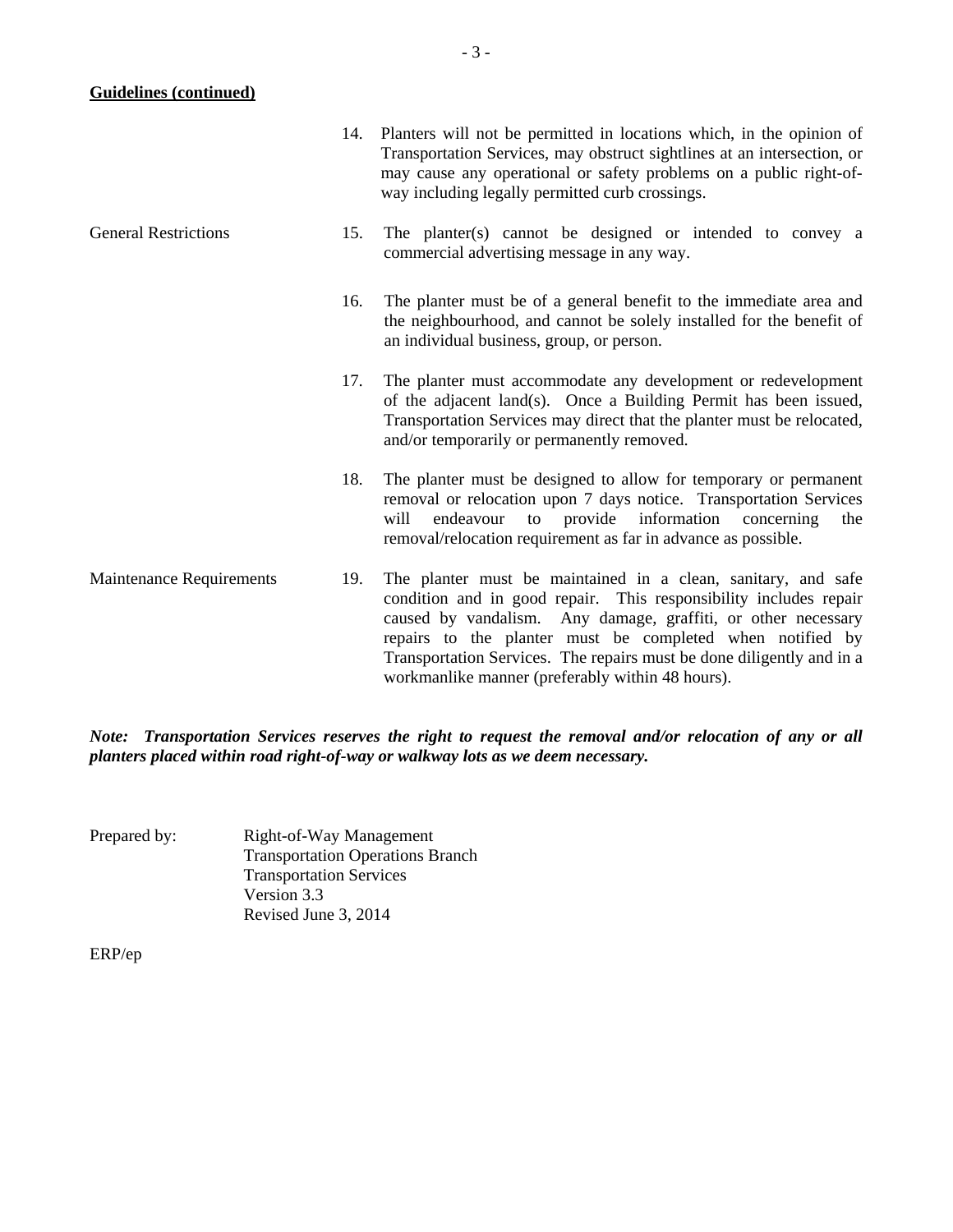**Guidelines (continued)**

14. Planters will not be permitted in locations which, in the opinion of Transportation Services, may obstruct sightlines at an intersection, or may cause any operational or safety problems on a public right-of-way including legally permitted curb crossings.

General Restrictions

15. The planter(s) cannot be designed or intended to convey a commercial advertising message in any way.

16. The planter must be of a general benefit to the immediate area and the neighbourhood, and cannot be solely installed for the benefit of an individual business, group, or person.

17. The planter must accommodate any development or redevelopment of the adjacent land(s). Once a Building Permit has been issued, Transportation Services may direct that the planter must be relocated, and/or temporarily or permanently removed.

18. The planter must be designed to allow for temporary or permanent removal or relocation upon 7 days notice. Transportation Services will endeavour to provide information concerning the removal/relocation requirement as far in advance as possible.

Maintenance Requirements

19. The planter must be maintained in a clean, sanitary, and safe condition and in good repair. This responsibility includes repair caused by vandalism. Any damage, graffiti, or other necessary repairs to the planter must be completed when notified by Transportation Services. The repairs must be done diligently and in a workmanlike manner (preferably within 48 hours).

***Note: Transportation Services reserves the right to request the removal and/or relocation of any or all planters placed within road right-of-way or walkway lots as we deem necessary.***

Prepared by: Right-of-Way Management
Transportation Operations Branch
Transportation Services
Version 3.3
Revised June 3, 2014

ERP/ep